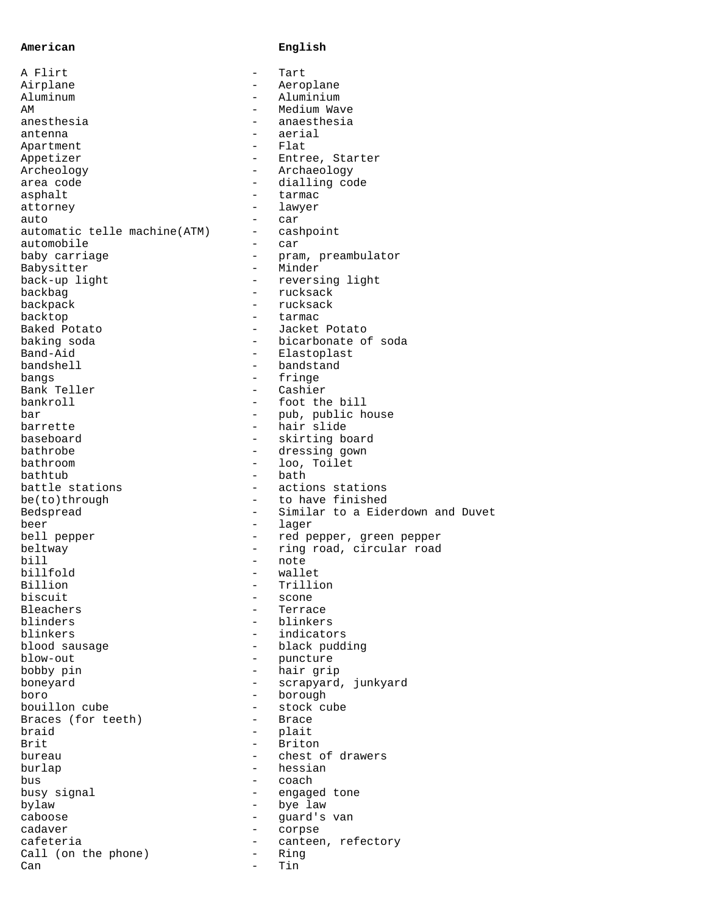| American | English |
| --- | --- |
| A Flirt | Tart |
| Airplane | Aeroplane |
| Aluminum | Aluminium |
| AM | Medium Wave |
| anesthesia | anaesthesia |
| antenna | aerial |
| Apartment | Flat |
| Appetizer | Entree, Starter |
| Archeology | Archaeology |
| area code | dialling code |
| asphalt | tarmac |
| attorney | lawyer |
| auto | car |
| automatic telle machine(ATM) | cashpoint |
| automobile | car |
| baby carriage | pram, preambulator |
| Babysitter | Minder |
| back-up light | reversing light |
| backbag | rucksack |
| backpack | rucksack |
| backtop | tarmac |
| Baked Potato | Jacket Potato |
| baking soda | bicarbonate of soda |
| Band-Aid | Elastoplast |
| bandshell | bandstand |
| bangs | fringe |
| Bank Teller | Cashier |
| bankroll | foot the bill |
| bar | pub, public house |
| barrette | hair slide |
| baseboard | skirting board |
| bathrobe | dressing gown |
| bathroom | loo, Toilet |
| bathtub | bath |
| battle stations | actions stations |
| be(to)through | to have finished |
| Bedspread | Similar to a Eiderdown and Duvet |
| beer | lager |
| bell pepper | red pepper, green pepper |
| beltway | ring road, circular road |
| bill | note |
| billfold | wallet |
| Billion | Trillion |
| biscuit | scone |
| Bleachers | Terrace |
| blinders | blinkers |
| blinkers | indicators |
| blood sausage | black pudding |
| blow-out | puncture |
| bobby pin | hair grip |
| boneyard | scrapyard, junkyard |
| boro | borough |
| bouillon cube | stock cube |
| Braces (for teeth) | Brace |
| braid | plait |
| Brit | Briton |
| bureau | chest of drawers |
| burlap | hessian |
| bus | coach |
| busy signal | engaged tone |
| bylaw | bye law |
| caboose | guard's van |
| cadaver | corpse |
| cafeteria | canteen, refectory |
| Call (on the phone) | Ring |
| Can | Tin |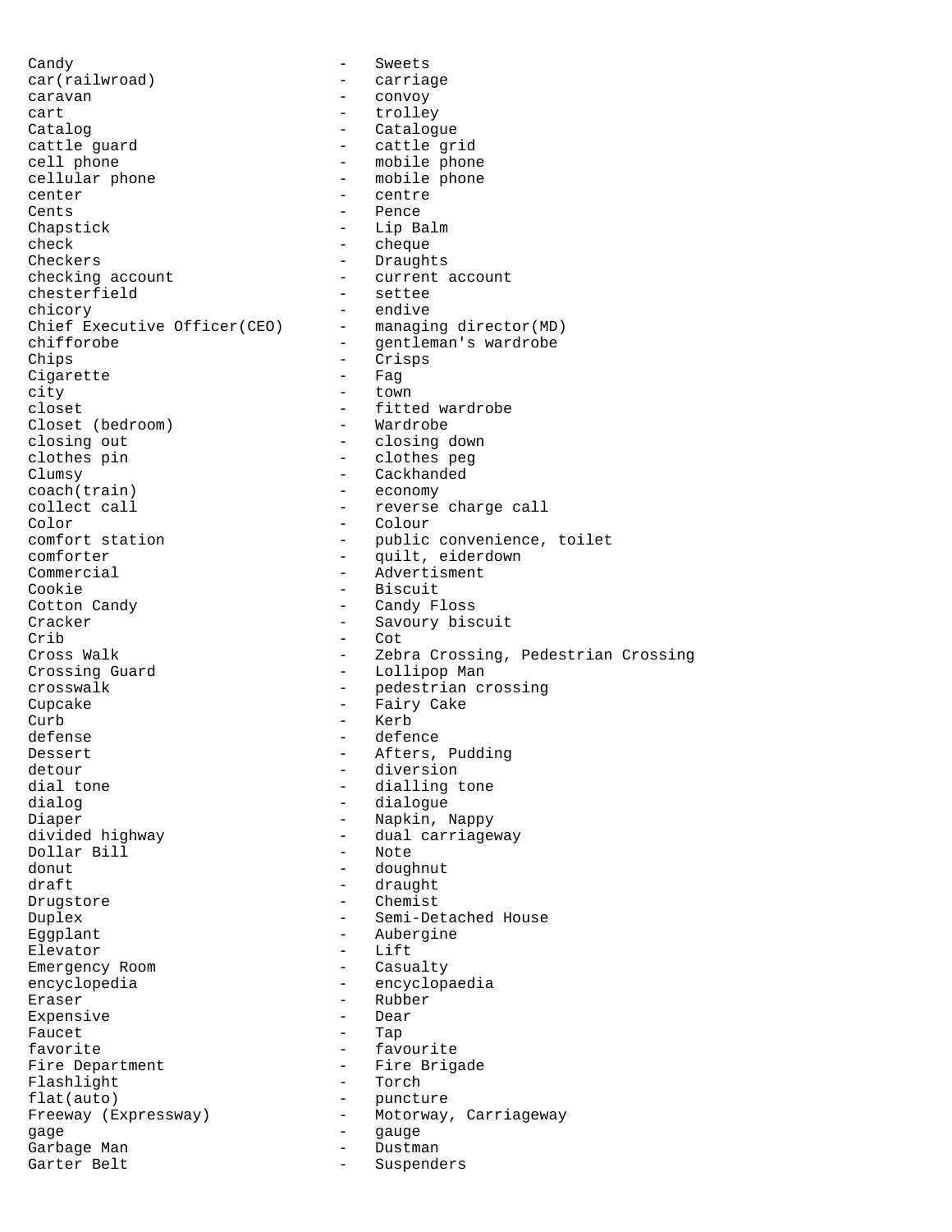| | | |
|---|---|---|
| Candy | - | Sweets |
| car(railwroad) | - | carriage |
| caravan | - | convoy |
| cart | - | trolley |
| Catalog | - | Catalogue |
| cattle guard | - | cattle grid |
| cell phone | - | mobile phone |
| cellular phone | - | mobile phone |
| center | - | centre |
| Cents | - | Pence |
| Chapstick | - | Lip Balm |
| check | - | cheque |
| Checkers | - | Draughts |
| checking account | - | current account |
| chesterfield | - | settee |
| chicory | - | endive |
| Chief Executive Officer(CEO) | - | managing director(MD) |
| chifforobe | - | gentleman's wardrobe |
| Chips | - | Crisps |
| Cigarette | - | Fag |
| city | - | town |
| closet | - | fitted wardrobe |
| Closet (bedroom) | - | Wardrobe |
| closing out | - | closing down |
| clothes pin | - | clothes peg |
| Clumsy | - | Cackhanded |
| coach(train) | - | economy |
| collect call | - | reverse charge call |
| Color | - | Colour |
| comfort station | - | public convenience, toilet |
| comforter | - | quilt, eiderdown |
| Commercial | - | Advertisment |
| Cookie | - | Biscuit |
| Cotton Candy | - | Candy Floss |
| Cracker | - | Savoury biscuit |
| Crib | - | Cot |
| Cross Walk | - | Zebra Crossing, Pedestrian Crossing |
| Crossing Guard | - | Lollipop Man |
| crosswalk | - | pedestrian crossing |
| Cupcake | - | Fairy Cake |
| Curb | - | Kerb |
| defense | - | defence |
| Dessert | - | Afters, Pudding |
| detour | - | diversion |
| dial tone | - | dialling tone |
| dialog | - | dialogue |
| Diaper | - | Napkin, Nappy |
| divided highway | - | dual carriageway |
| Dollar Bill | - | Note |
| donut | - | doughnut |
| draft | - | draught |
| Drugstore | - | Chemist |
| Duplex | - | Semi-Detached House |
| Eggplant | - | Aubergine |
| Elevator | - | Lift |
| Emergency Room | - | Casualty |
| encyclopedia | - | encyclopaedia |
| Eraser | - | Rubber |
| Expensive | - | Dear |
| Faucet | - | Tap |
| favorite | - | favourite |
| Fire Department | - | Fire Brigade |
| Flashlight | - | Torch |
| flat(auto) | - | puncture |
| Freeway (Expressway) | - | Motorway, Carriageway |
| gage | - | gauge |
| Garbage Man | - | Dustman |
| Garter Belt | - | Suspenders |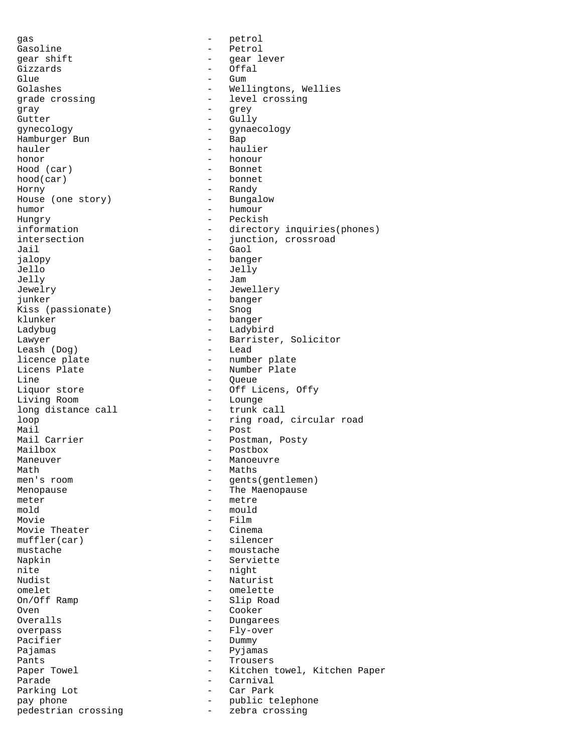gas - petrol
Gasoline - Petrol
gear shift - gear lever
Gizzards - Offal
Glue - Gum
Golashes - Wellingtons, Wellies
grade crossing - level crossing
gray - grey
Gutter - Gully
gynecology - gynaecology
Hamburger Bun - Bap
hauler - haulier
honor - honour
Hood (car) - Bonnet
hood(car) - bonnet
Horny - Randy
House (one story) - Bungalow
humor - humour
Hungry - Peckish
information - directory inquiries(phones)
intersection - junction, crossroad
Jail - Gaol
jalopy - banger
Jello - Jelly
Jelly - Jam
Jewelry - Jewellery
junker - banger
Kiss (passionate) - Snog
klunker - banger
Ladybug - Ladybird
Lawyer - Barrister, Solicitor
Leash (Dog) - Lead
licence plate - number plate
Licens Plate - Number Plate
Line - Queue
Liquor store - Off Licens, Offy
Living Room - Lounge
long distance call - trunk call
loop - ring road, circular road
Mail - Post
Mail Carrier - Postman, Posty
Mailbox - Postbox
Maneuver - Manoeuvre
Math - Maths
men's room - gents(gentlemen)
Menopause - The Maenopause
meter - metre
mold - mould
Movie - Film
Movie Theater - Cinema
muffler(car) - silencer
mustache - moustache
Napkin - Serviette
nite - night
Nudist - Naturist
omelet - omelette
On/Off Ramp - Slip Road
Oven - Cooker
Overalls - Dungarees
overpass - Fly-over
Pacifier - Dummy
Pajamas - Pyjamas
Pants - Trousers
Paper Towel - Kitchen towel, Kitchen Paper
Parade - Carnival
Parking Lot - Car Park
pay phone - public telephone
pedestrian crossing - zebra crossing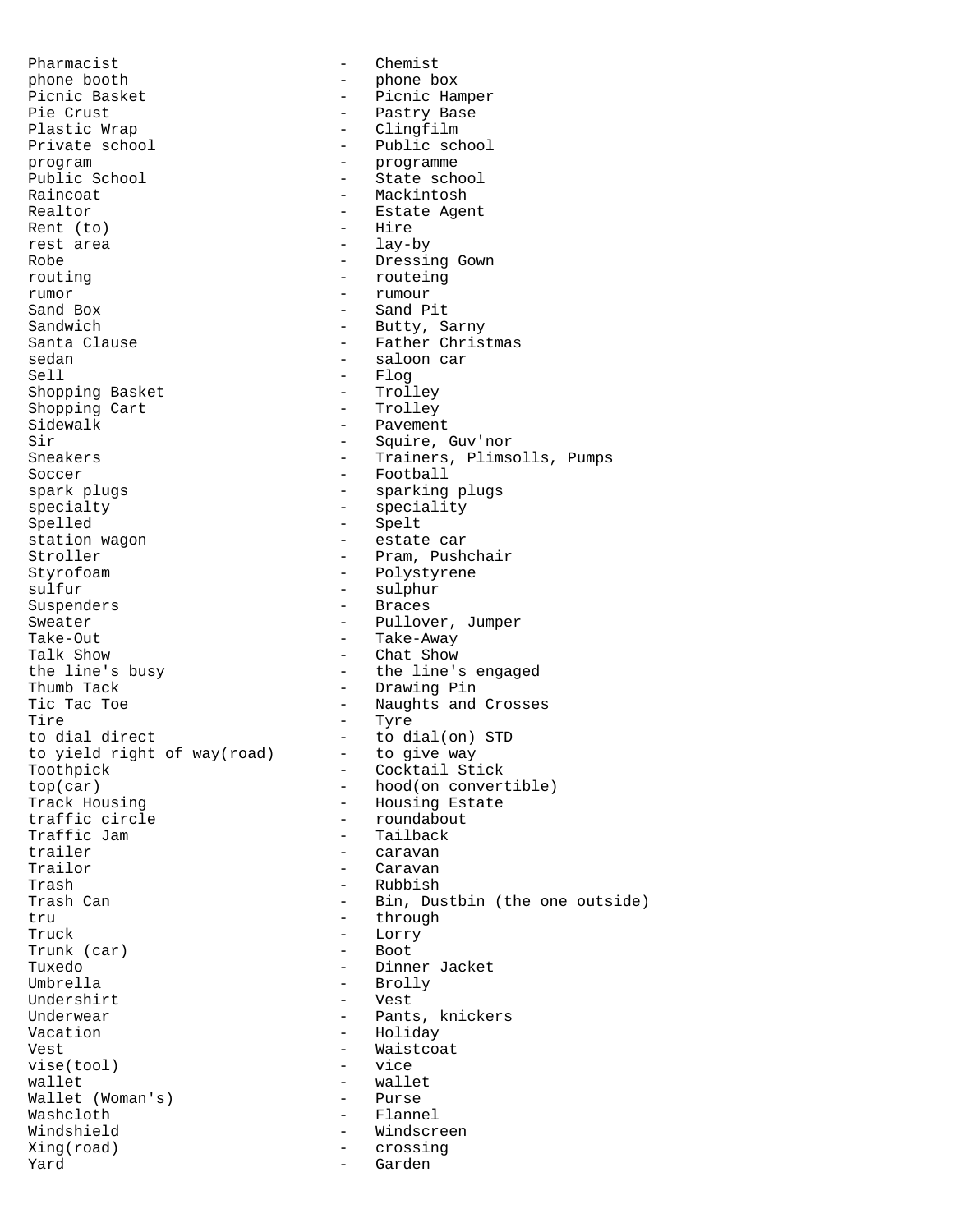Pharmacist - Chemist
phone booth - phone box
Picnic Basket - Picnic Hamper
Pie Crust - Pastry Base
Plastic Wrap - Clingfilm
Private school - Public school
program - programme
Public School - State school
Raincoat - Mackintosh
Realtor - Estate Agent
Rent (to) - Hire
rest area - lay-by
Robe - Dressing Gown
routing - routeing
rumor - rumour
Sand Box - Sand Pit
Sandwich - Butty, Sarny
Santa Clause - Father Christmas
sedan - saloon car
Sell - Flog
Shopping Basket - Trolley
Shopping Cart - Trolley
Sidewalk - Pavement
Sir - Squire, Guv'nor
Sneakers - Trainers, Plimsolls, Pumps
Soccer - Football
spark plugs - sparking plugs
specialty - speciality
Spelled - Spelt
station wagon - estate car
Stroller - Pram, Pushchair
Styrofoam - Polystyrene
sulfur - sulphur
Suspenders - Braces
Sweater - Pullover, Jumper
Take-Out - Take-Away
Talk Show - Chat Show
the line's busy - the line's engaged
Thumb Tack - Drawing Pin
Tic Tac Toe - Naughts and Crosses
Tire - Tyre
to dial direct - to dial(on) STD
to yield right of way(road) - to give way
Toothpick - Cocktail Stick
top(car) - hood(on convertible)
Track Housing - Housing Estate
traffic circle - roundabout
Traffic Jam - Tailback
trailer - caravan
Trailor - Caravan
Trash - Rubbish
Trash Can - Bin, Dustbin (the one outside)
tru - through
Truck - Lorry
Trunk (car) - Boot
Tuxedo - Dinner Jacket
Umbrella - Brolly
Undershirt - Vest
Underwear - Pants, knickers
Vacation - Holiday
Vest - Waistcoat
vise(tool) - vice
wallet - wallet
Wallet (Woman's) - Purse
Washcloth - Flannel
Windshield - Windscreen
Xing(road) - crossing
Yard - Garden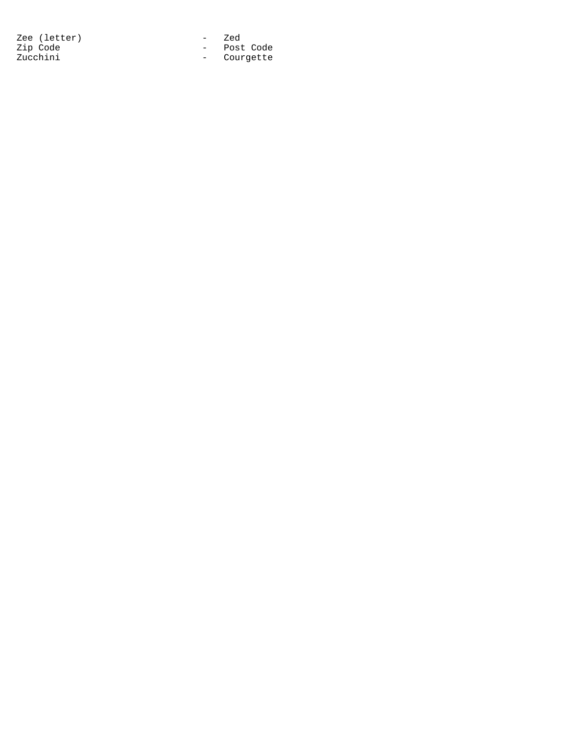Zee (letter) - Zed
Zip Code - Post Code
Zucchini - Courgette